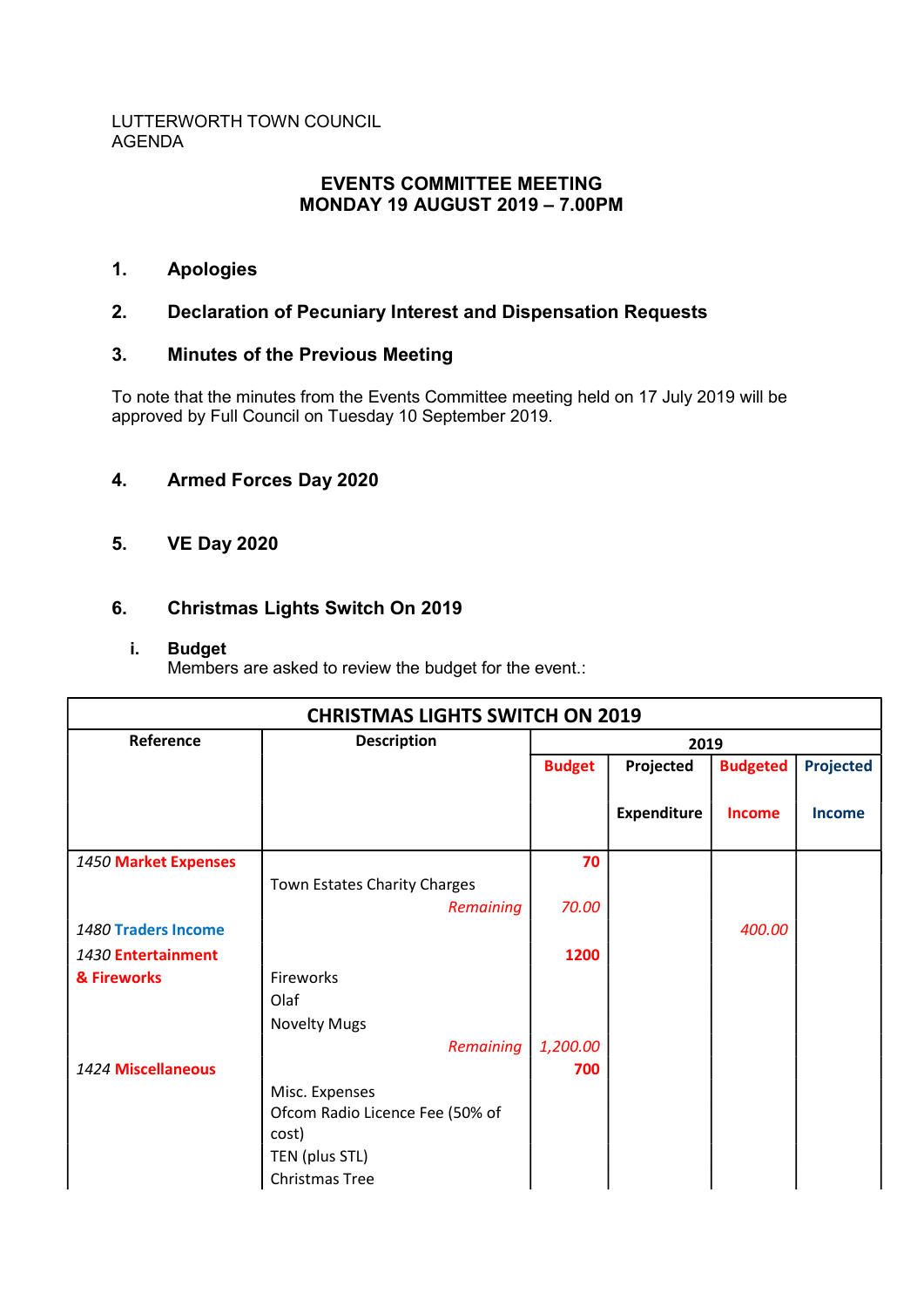LUTTERWORTH TOWN COUNCIL
AGENDA

**EVENTS COMMITTEE MEETING**
**MONDAY 19 AUGUST 2019 – 7.00PM**

## 1. Apologies

## 2. Declaration of Pecuniary Interest and Dispensation Requests

## 3. Minutes of the Previous Meeting

To note that the minutes from the Events Committee meeting held on 17 July 2019 will be approved by Full Council on Tuesday 10 September 2019.

## 4. Armed Forces Day 2020

## 5. VE Day 2020

## 6. Christmas Lights Switch On 2019

### i. Budget

Members are asked to review the budget for the event.:

| CHRISTMAS LIGHTS SWITCH ON 2019 | | | | | | |
|---|---|---|---|---|---|---|
| **Reference** | **Description** | **2019** | | | | |
| | | **Budget** | **Projected Expenditure** | **Budgeted Income** | **Projected Income** |
| *1450* **Market Expenses** | | **70** | | | |
| | Town Estates Charity Charges | | | | |
| | *Remaining* | *70.00* | | | |
| *1480* **Traders Income** | | | | *400.00* | |
| *1430* **Entertainment & Fireworks** | | **1200** | | | |
| | Fireworks | | | | |
| | Olaf | | | | |
| | Novelty Mugs | | | | |
| | *Remaining* | *1,200.00* | | | |
| *1424* **Miscellaneous** | | **700** | | | |
| | Misc. Expenses | | | | |
| | Ofcom Radio Licence Fee (50% of cost) | | | | |
| | TEN (plus STL) | | | | |
| | Christmas Tree | | | | |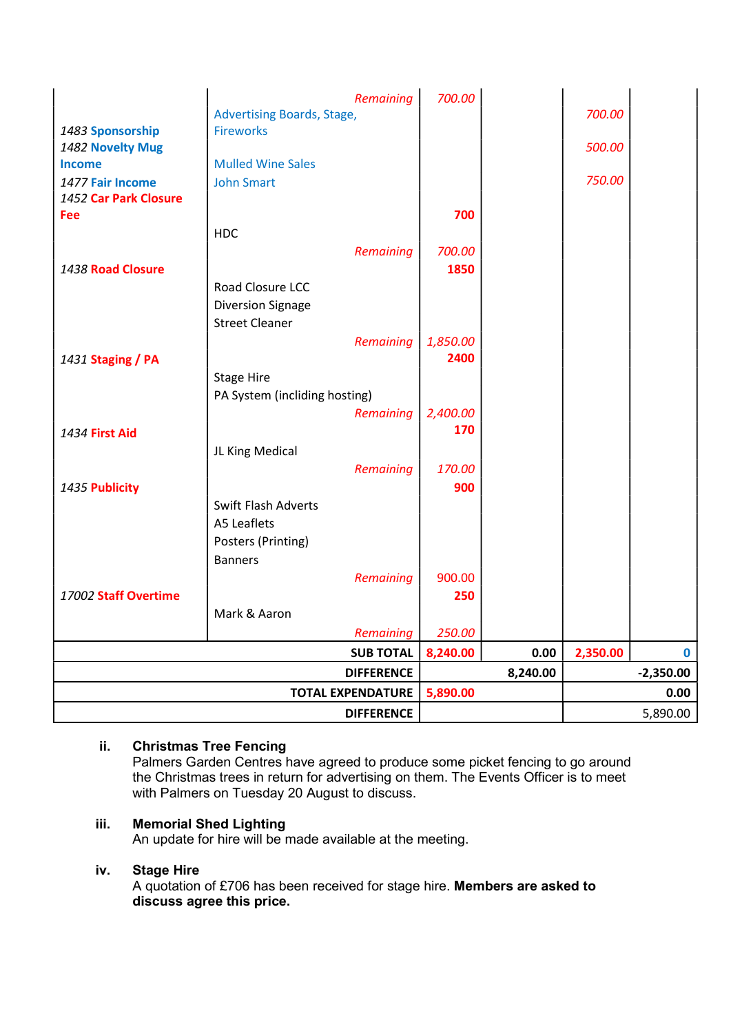| | | | | | |
|---|---|---|---|---|---|
| | *Remaining* | *700.00* | | | |
| *1483* **Sponsorship** | Advertising Boards, Stage, Fireworks | | | *700.00* | |
| *1482* **Novelty Mug Income** | Mulled Wine Sales | | | *500.00* | |
| *1477* **Fair Income** | John Smart | | | *750.00* | |
| *1452* **Car Park Closure Fee** | | **700** | | | |
| | HDC | | | | |
| | *Remaining* | *700.00* | | | |
| *1438* **Road Closure** | | **1850** | | | |
| | Road Closure LCC | | | | |
| | Diversion Signage | | | | |
| | Street Cleaner | | | | |
| | *Remaining* | *1,850.00* | | | |
| *1431* **Staging / PA** | | **2400** | | | |
| | Stage Hire | | | | |
| | PA System (inclding hosting) | | | | |
| | *Remaining* | *2,400.00* | | | |
| *1434* **First Aid** | | **170** | | | |
| | JL King Medical | | | | |
| | *Remaining* | *170.00* | | | |
| *1435* **Publicity** | | **900** | | | |
| | Swift Flash Adverts | | | | |
| | A5 Leaflets | | | | |
| | Posters (Printing) | | | | |
| | Banners | | | | |
| | *Remaining* | 900.00 | | | |
| *17002* **Staff Overtime** | | **250** | | | |
| | Mark & Aaron | | | | |
| | *Remaining* | *250.00* | | | |
| | **SUB TOTAL** | **8,240.00** | **0.00** | **2,350.00** | **0** |
| | **DIFFERENCE** | | **8,240.00** | | **-2,350.00** |
| | **TOTAL EXPENDATURE** | **5,890.00** | | | **0.00** |
| | **DIFFERENCE** | | | | 5,890.00 |

**ii. Christmas Tree Fencing**

Palmers Garden Centres have agreed to produce some picket fencing to go around the Christmas trees in return for advertising on them. The Events Officer is to meet with Palmers on Tuesday 20 August to discuss.

**iii. Memorial Shed Lighting**

An update for hire will be made available at the meeting.

**iv. Stage Hire**

A quotation of £706 has been received for stage hire. **Members are asked to discuss agree this price.**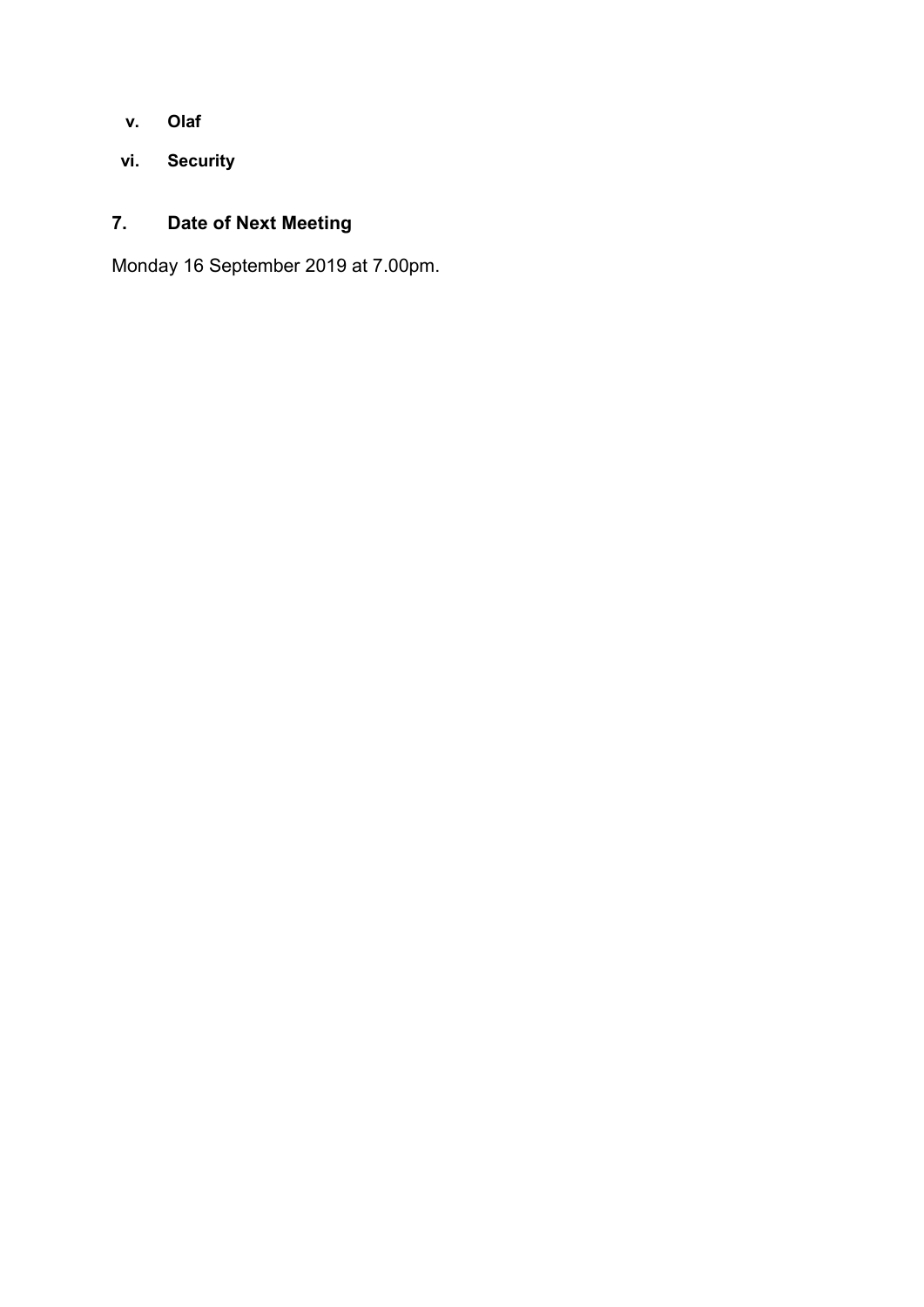**v. Olaf**

**vi. Security**

## 7. Date of Next Meeting

Monday 16 September 2019 at 7.00pm.